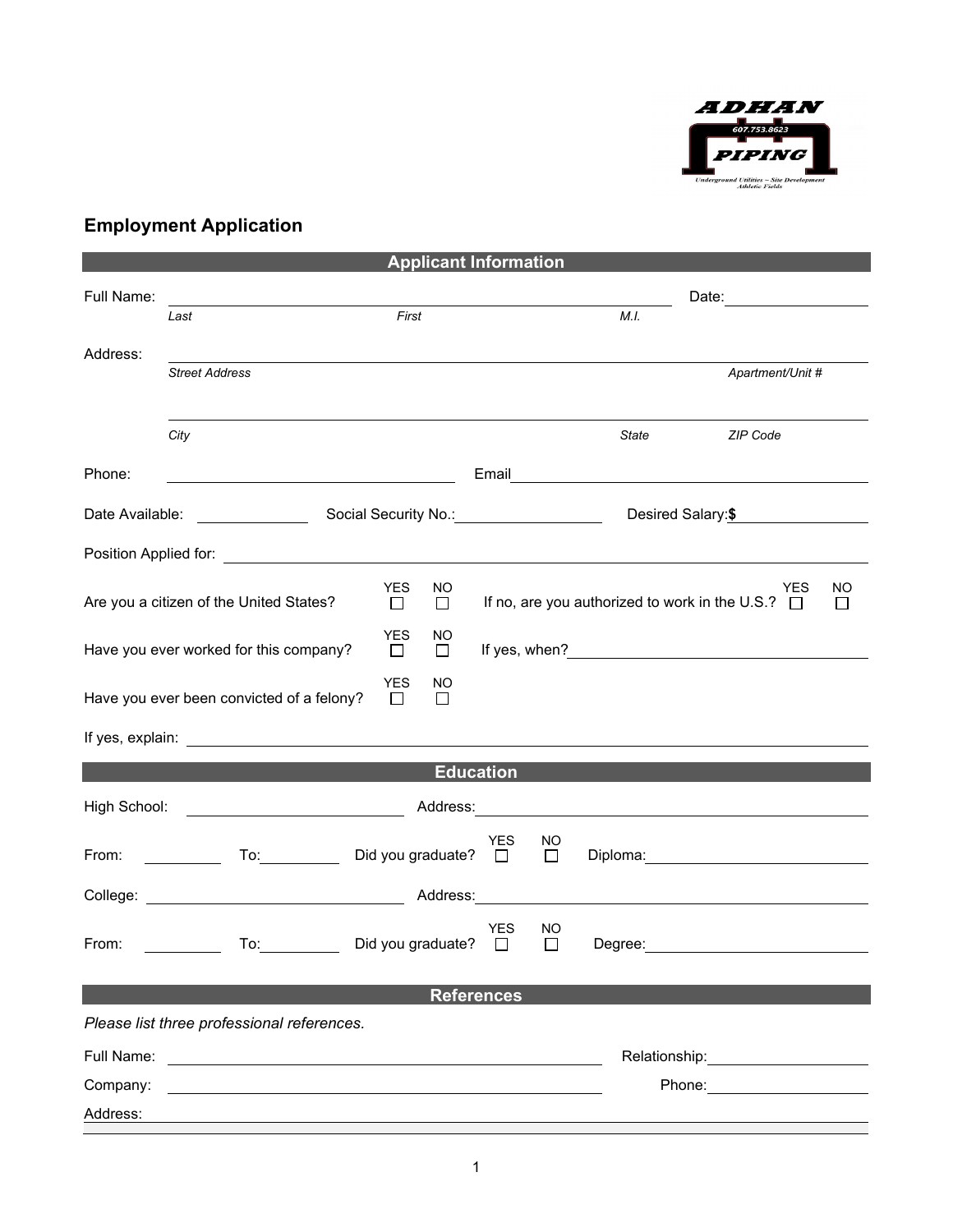ADHAN
607.753.8623
PIPING
Underground Utilities – Site Development
Athletic Fields

## Employment Application

### Applicant Information

Full Name: ______________________________________________ Date: ______________
*Last* *First* *M.I.*

Address: ______________________________________________________________
*Street Address* *Apartment/Unit #*

______________________________________________________________
*City* *State* *ZIP Code*

Phone: ______________________ Email ______________________________

Date Available: ____________ Social Security No.: ______________ Desired Salary: $ ____________

Position Applied for: ______________________________________________

Are you a citizen of the United States? YES ☐ NO ☐ If no, are you authorized to work in the U.S.? YES ☐ NO ☐

Have you ever worked for this company? YES ☐ NO ☐ If yes, when? ______________________

Have you ever been convicted of a felony? YES ☐ NO ☐

If yes, explain: ______________________________________________

### Education

High School: ______________________ Address: ______________________________

From: __________ To: __________ Did you graduate? YES ☐ NO ☐ Diploma: ______________________

College: ______________________ Address: ______________________________

From: __________ To: __________ Did you graduate? YES ☐ NO ☐ Degree: ______________________

### References

*Please list three professional references.*

Full Name: ______________________________ Relationship: ______________

Company: ______________________________ Phone: ______________

Address: ______________________________________________________________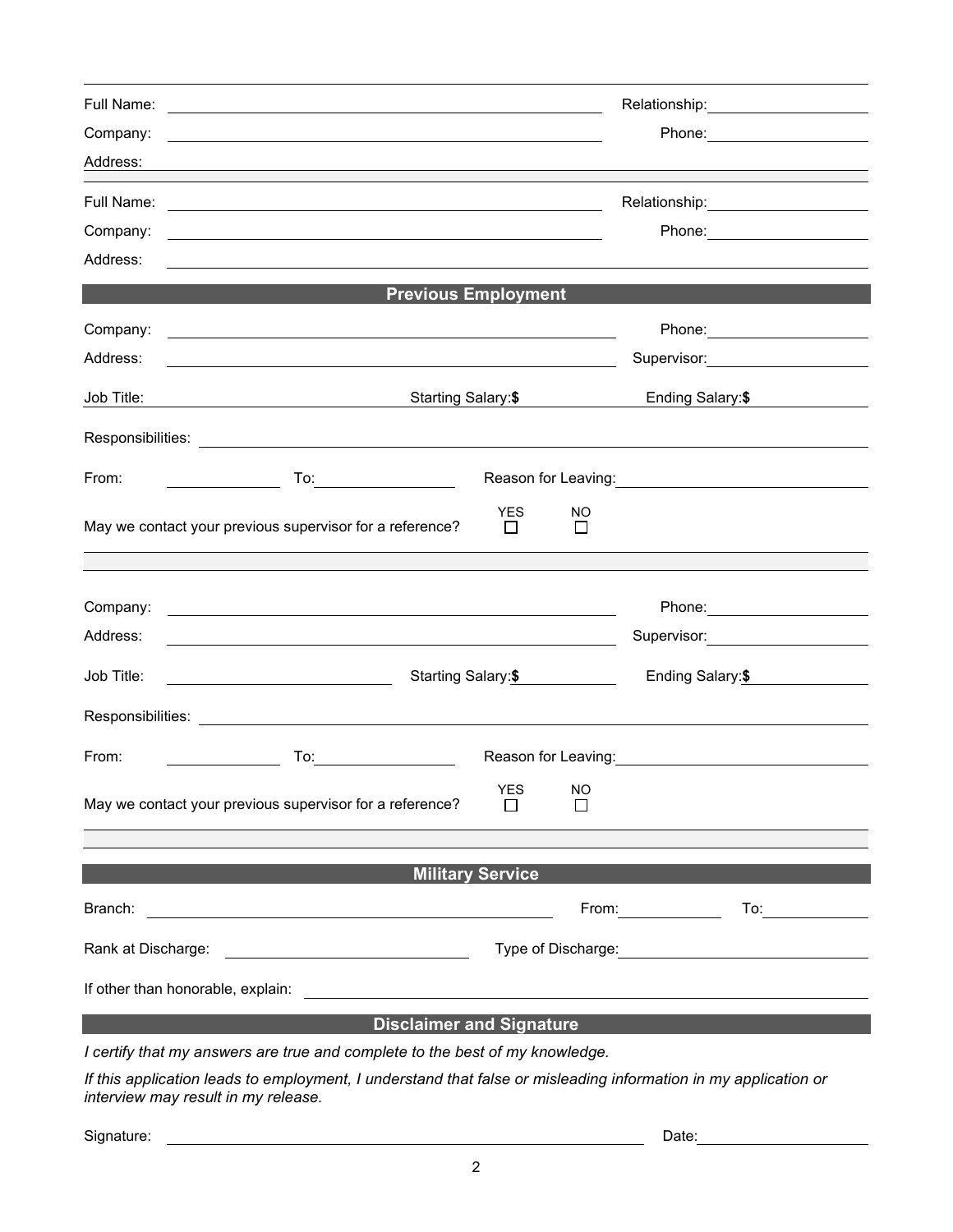Full Name: ______________________________ Relationship: ______________

Company: ______________________________ Phone: ______________

Address: ______________________________________________________

Full Name: ______________________________ Relationship: ______________

Company: ______________________________ Phone: ______________

Address: ______________________________________________________

## Previous Employment

Company: ______________________________ Phone: ______________

Address: ______________________________ Supervisor: ______________

Job Title: ______________ Starting Salary:**$** ______________ Ending Salary:**$** ______________

Responsibilities: ______________________________________________________

From: ______________ To: ______________ Reason for Leaving: ______________

May we contact your previous supervisor for a reference? YES ☐ NO ☐

Company: ______________________________ Phone: ______________

Address: ______________________________ Supervisor: ______________

Job Title: ______________ Starting Salary:**$** ______________ Ending Salary:**$** ______________

Responsibilities: ______________________________________________________

From: ______________ To: ______________ Reason for Leaving: ______________

May we contact your previous supervisor for a reference? YES ☐ NO ☐

## Military Service

Branch: ______________________________ From: ______________ To: ______________

Rank at Discharge: ______________________________ Type of Discharge: ______________

If other than honorable, explain: ______________________________________________________

## Disclaimer and Signature

*I certify that my answers are true and complete to the best of my knowledge.*

*If this application leads to employment, I understand that false or misleading information in my application or interview may result in my release.*

Signature: ______________________________ Date: ______________